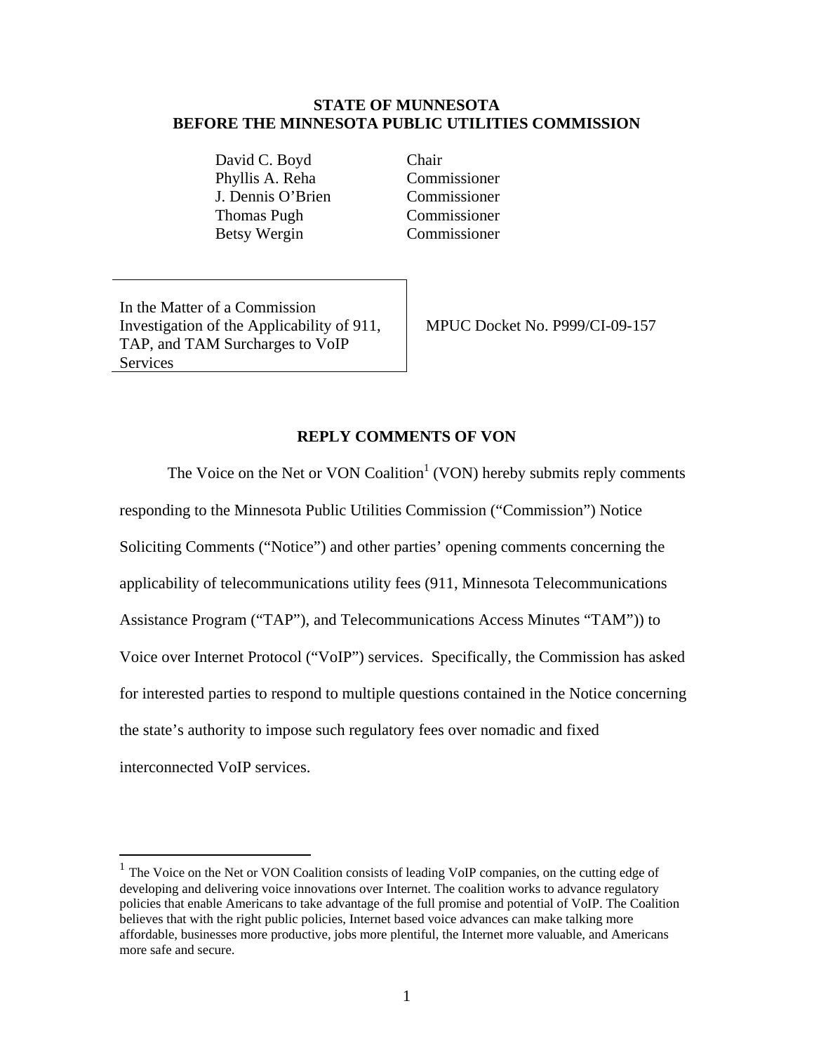**STATE OF MUNNESOTA**
**BEFORE THE MINNESOTA PUBLIC UTILITIES COMMISSION**

| | |
|---|---|
| David C. Boyd | Chair |
| Phyllis A. Reha | Commissioner |
| J. Dennis O'Brien | Commissioner |
| Thomas Pugh | Commissioner |
| Betsy Wergin | Commissioner |

| | |
|---|---|
| In the Matter of a Commission Investigation of the Applicability of 911, TAP, and TAM Surcharges to VoIP Services | MPUC Docket No. P999/CI-09-157 |

## REPLY COMMENTS OF VON

The Voice on the Net or VON Coalition[1] (VON) hereby submits reply comments responding to the Minnesota Public Utilities Commission ("Commission") Notice Soliciting Comments ("Notice") and other parties' opening comments concerning the applicability of telecommunications utility fees (911, Minnesota Telecommunications Assistance Program ("TAP"), and Telecommunications Access Minutes "TAM")) to Voice over Internet Protocol ("VoIP") services. Specifically, the Commission has asked for interested parties to respond to multiple questions contained in the Notice concerning the state's authority to impose such regulatory fees over nomadic and fixed interconnected VoIP services.

---

[1] The Voice on the Net or VON Coalition consists of leading VoIP companies, on the cutting edge of developing and delivering voice innovations over Internet. The coalition works to advance regulatory policies that enable Americans to take advantage of the full promise and potential of VoIP. The Coalition believes that with the right public policies, Internet based voice advances can make talking more affordable, businesses more productive, jobs more plentiful, the Internet more valuable, and Americans more safe and secure.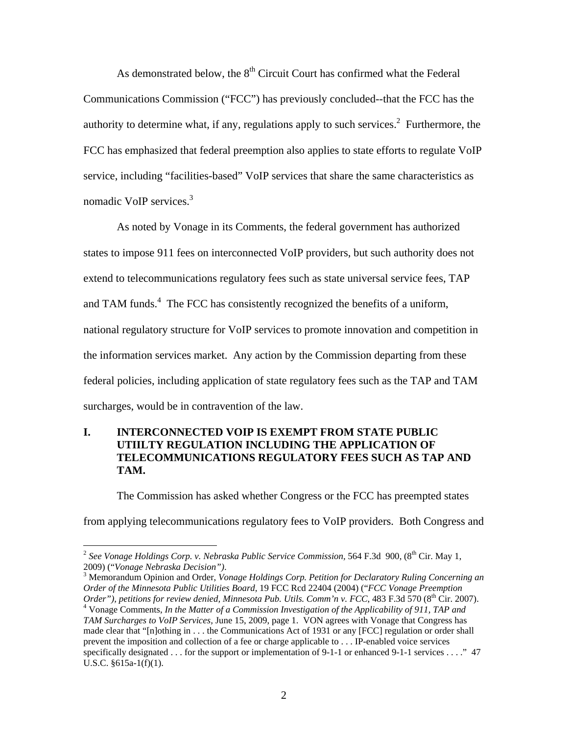As demonstrated below, the 8th Circuit Court has confirmed what the Federal Communications Commission ("FCC") has previously concluded--that the FCC has the authority to determine what, if any, regulations apply to such services.[2] Furthermore, the FCC has emphasized that federal preemption also applies to state efforts to regulate VoIP service, including "facilities-based" VoIP services that share the same characteristics as nomadic VoIP services.[3]

As noted by Vonage in its Comments, the federal government has authorized states to impose 911 fees on interconnected VoIP providers, but such authority does not extend to telecommunications regulatory fees such as state universal service fees, TAP and TAM funds.[4] The FCC has consistently recognized the benefits of a uniform, national regulatory structure for VoIP services to promote innovation and competition in the information services market. Any action by the Commission departing from these federal policies, including application of state regulatory fees such as the TAP and TAM surcharges, would be in contravention of the law.

## I. INTERCONNECTED VOIP IS EXEMPT FROM STATE PUBLIC UTIILTY REGULATION INCLUDING THE APPLICATION OF TELECOMMUNICATIONS REGULATORY FEES SUCH AS TAP AND TAM.

The Commission has asked whether Congress or the FCC has preempted states from applying telecommunications regulatory fees to VoIP providers. Both Congress and

---

[2] *See Vonage Holdings Corp. v. Nebraska Public Service Commission,* 564 F.3d 900, (8th Cir. May 1, 2009) ("*Vonage Nebraska Decision")*.

[3] Memorandum Opinion and Order, *Vonage Holdings Corp. Petition for Declaratory Ruling Concerning an Order of the Minnesota Public Utilities Board*, 19 FCC Rcd 22404 (2004) ("*FCC Vonage Preemption Order"), petitions for review denied, Minnesota Pub. Utils. Comm'n v. FCC*, 483 F.3d 570 (8th Cir. 2007).

[4] Vonage Comments, *In the Matter of a Commission Investigation of the Applicability of 911, TAP and TAM Surcharges to VoIP Services*, June 15, 2009, page 1. VON agrees with Vonage that Congress has made clear that "[n]othing in . . . the Communications Act of 1931 or any [FCC] regulation or order shall prevent the imposition and collection of a fee or charge applicable to . . . IP-enabled voice services specifically designated . . . for the support or implementation of 9-1-1 or enhanced 9-1-1 services . . . ." 47 U.S.C. §615a-1(f)(1).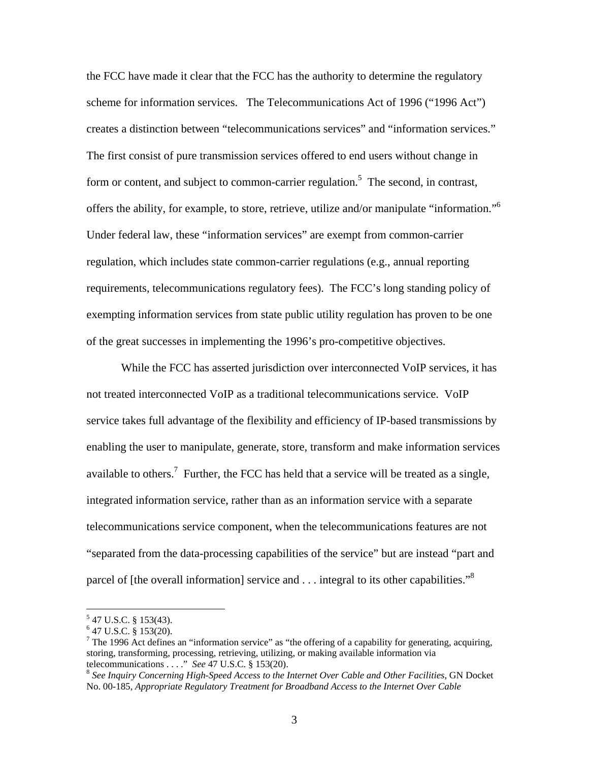the FCC have made it clear that the FCC has the authority to determine the regulatory scheme for information services. The Telecommunications Act of 1996 ("1996 Act") creates a distinction between "telecommunications services" and "information services." The first consist of pure transmission services offered to end users without change in form or content, and subject to common-carrier regulation.[5] The second, in contrast, offers the ability, for example, to store, retrieve, utilize and/or manipulate "information."[6] Under federal law, these "information services" are exempt from common-carrier regulation, which includes state common-carrier regulations (e.g., annual reporting requirements, telecommunications regulatory fees). The FCC's long standing policy of exempting information services from state public utility regulation has proven to be one of the great successes in implementing the 1996's pro-competitive objectives.

While the FCC has asserted jurisdiction over interconnected VoIP services, it has not treated interconnected VoIP as a traditional telecommunications service. VoIP service takes full advantage of the flexibility and efficiency of IP-based transmissions by enabling the user to manipulate, generate, store, transform and make information services available to others.[7] Further, the FCC has held that a service will be treated as a single, integrated information service, rather than as an information service with a separate telecommunications service component, when the telecommunications features are not "separated from the data-processing capabilities of the service" but are instead "part and parcel of [the overall information] service and . . . integral to its other capabilities."[8]

---

[5] 47 U.S.C. § 153(43).

[6] 47 U.S.C. § 153(20).

[7] The 1996 Act defines an "information service" as "the offering of a capability for generating, acquiring, storing, transforming, processing, retrieving, utilizing, or making available information via telecommunications . . . ." *See* 47 U.S.C. § 153(20).

[8] *See Inquiry Concerning High-Speed Access to the Internet Over Cable and Other Facilities,* GN Docket No. 00-185, *Appropriate Regulatory Treatment for Broadband Access to the Internet Over Cable*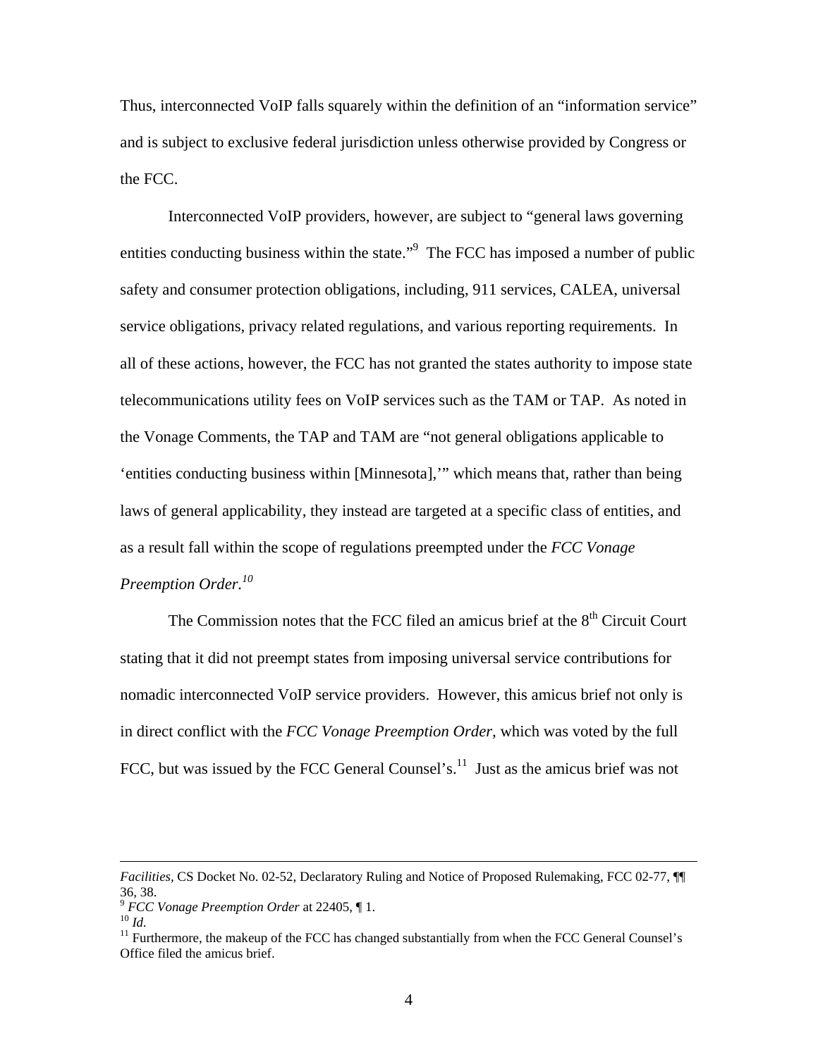Thus, interconnected VoIP falls squarely within the definition of an "information service" and is subject to exclusive federal jurisdiction unless otherwise provided by Congress or the FCC.

Interconnected VoIP providers, however, are subject to "general laws governing entities conducting business within the state."[9] The FCC has imposed a number of public safety and consumer protection obligations, including, 911 services, CALEA, universal service obligations, privacy related regulations, and various reporting requirements. In all of these actions, however, the FCC has not granted the states authority to impose state telecommunications utility fees on VoIP services such as the TAM or TAP. As noted in the Vonage Comments, the TAP and TAM are "not general obligations applicable to 'entities conducting business within [Minnesota],'" which means that, rather than being laws of general applicability, they instead are targeted at a specific class of entities, and as a result fall within the scope of regulations preempted under the *FCC Vonage Preemption Order.*[10]

The Commission notes that the FCC filed an amicus brief at the 8th Circuit Court stating that it did not preempt states from imposing universal service contributions for nomadic interconnected VoIP service providers. However, this amicus brief not only is in direct conflict with the *FCC Vonage Preemption Order*, which was voted by the full FCC, but was issued by the FCC General Counsel's.[11] Just as the amicus brief was not

---

*Facilities,* CS Docket No. 02-52, Declaratory Ruling and Notice of Proposed Rulemaking, FCC 02-77, ¶¶ 36, 38.

[9] *FCC Vonage Preemption Order* at 22405, ¶ 1.

[10] *Id.*

[11] Furthermore, the makeup of the FCC has changed substantially from when the FCC General Counsel's Office filed the amicus brief.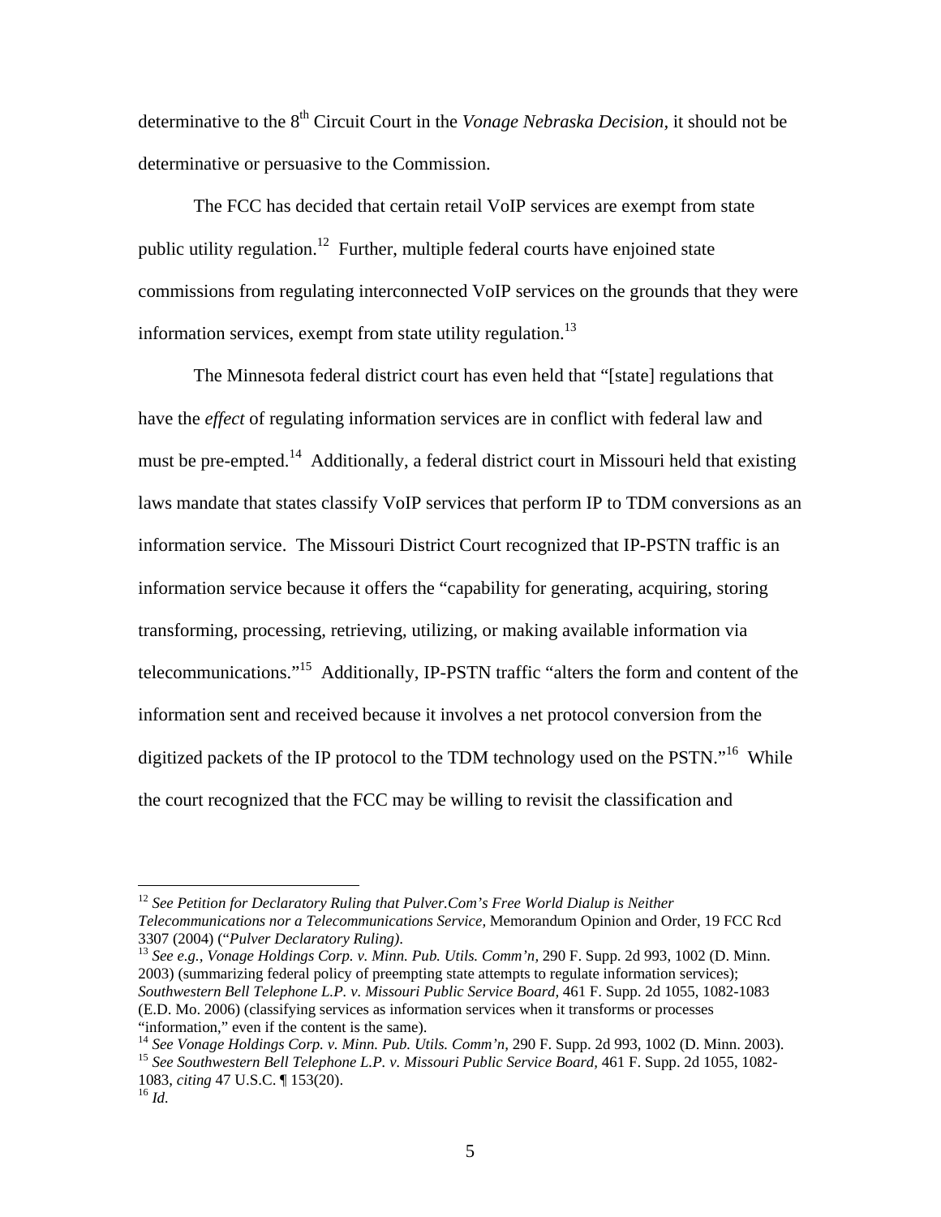determinative to the 8th Circuit Court in the *Vonage Nebraska Decision*, it should not be determinative or persuasive to the Commission.

The FCC has decided that certain retail VoIP services are exempt from state public utility regulation.[12] Further, multiple federal courts have enjoined state commissions from regulating interconnected VoIP services on the grounds that they were information services, exempt from state utility regulation.[13]

The Minnesota federal district court has even held that "[state] regulations that have the *effect* of regulating information services are in conflict with federal law and must be pre-empted.[14] Additionally, a federal district court in Missouri held that existing laws mandate that states classify VoIP services that perform IP to TDM conversions as an information service. The Missouri District Court recognized that IP-PSTN traffic is an information service because it offers the "capability for generating, acquiring, storing transforming, processing, retrieving, utilizing, or making available information via telecommunications."[15] Additionally, IP-PSTN traffic "alters the form and content of the information sent and received because it involves a net protocol conversion from the digitized packets of the IP protocol to the TDM technology used on the PSTN."[16] While the court recognized that the FCC may be willing to revisit the classification and

---

[12] *See Petition for Declaratory Ruling that Pulver.Com's Free World Dialup is Neither Telecommunications nor a Telecommunications Service,* Memorandum Opinion and Order, 19 FCC Rcd 3307 (2004) ("*Pulver Declaratory Ruling)*.

[13] *See e.g., Vonage Holdings Corp. v. Minn. Pub. Utils. Comm'n,* 290 F. Supp. 2d 993, 1002 (D. Minn. 2003) (summarizing federal policy of preempting state attempts to regulate information services); *Southwestern Bell Telephone L.P. v. Missouri Public Service Board,* 461 F. Supp. 2d 1055, 1082-1083 (E.D. Mo. 2006) (classifying services as information services when it transforms or processes "information," even if the content is the same).

[14] *See Vonage Holdings Corp. v. Minn. Pub. Utils. Comm'n,* 290 F. Supp. 2d 993, 1002 (D. Minn. 2003).

[15] *See Southwestern Bell Telephone L.P. v. Missouri Public Service Board,* 461 F. Supp. 2d 1055, 1082-1083, *citing* 47 U.S.C. ¶ 153(20).

[16] *Id.*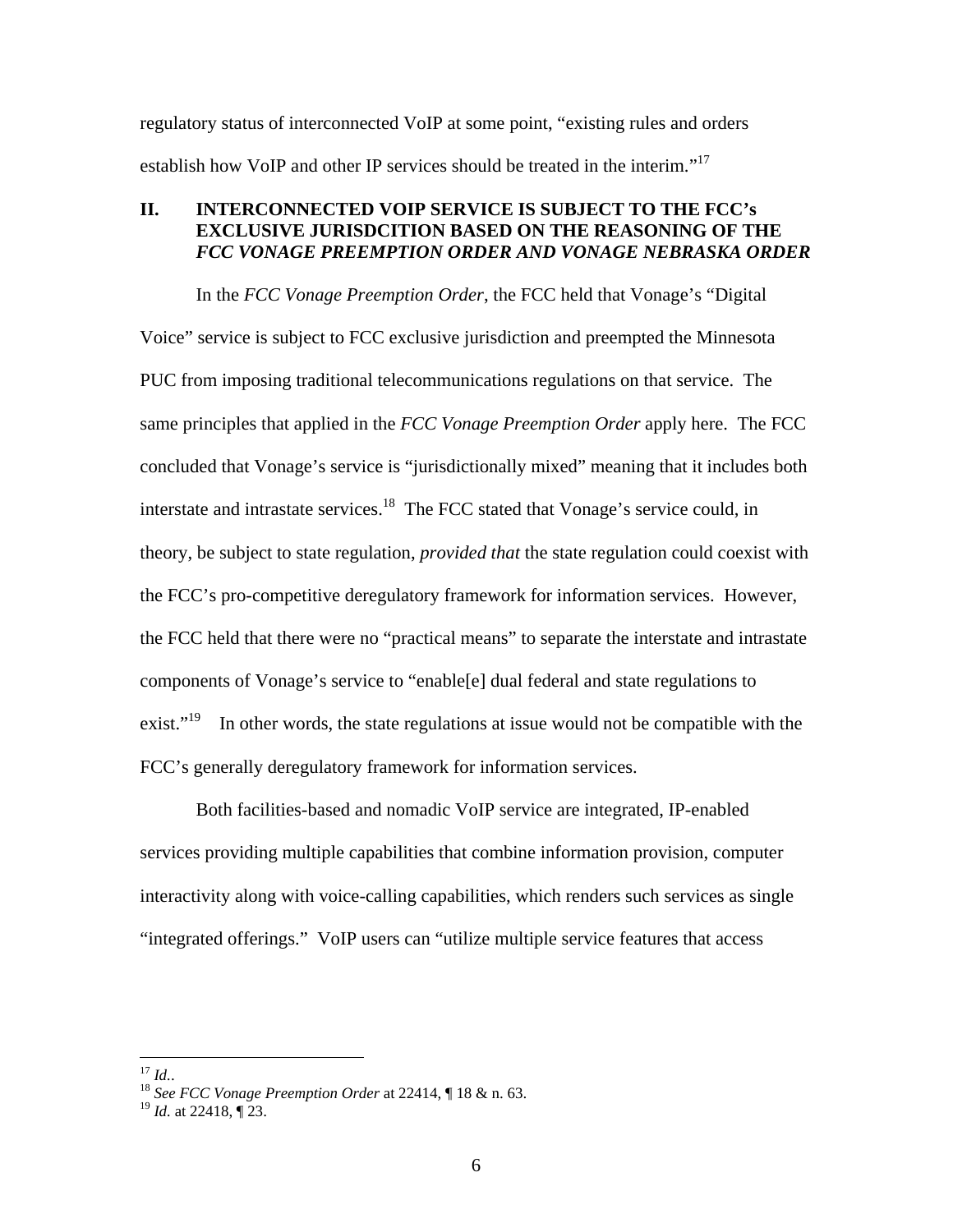regulatory status of interconnected VoIP at some point, "existing rules and orders establish how VoIP and other IP services should be treated in the interim."[17]

## II. INTERCONNECTED VOIP SERVICE IS SUBJECT TO THE FCC's EXCLUSIVE JURISDCITION BASED ON THE REASONING OF THE *FCC VONAGE PREEMPTION ORDER AND VONAGE NEBRASKA ORDER*

In the *FCC Vonage Preemption Order*, the FCC held that Vonage's "Digital Voice" service is subject to FCC exclusive jurisdiction and preempted the Minnesota PUC from imposing traditional telecommunications regulations on that service. The same principles that applied in the *FCC Vonage Preemption Order* apply here. The FCC concluded that Vonage's service is "jurisdictionally mixed" meaning that it includes both interstate and intrastate services.[18] The FCC stated that Vonage's service could, in theory, be subject to state regulation, *provided that* the state regulation could coexist with the FCC's pro-competitive deregulatory framework for information services. However, the FCC held that there were no "practical means" to separate the interstate and intrastate components of Vonage's service to "enable[e] dual federal and state regulations to exist."[19] In other words, the state regulations at issue would not be compatible with the FCC's generally deregulatory framework for information services.

Both facilities-based and nomadic VoIP service are integrated, IP-enabled services providing multiple capabilities that combine information provision, computer interactivity along with voice-calling capabilities, which renders such services as single "integrated offerings." VoIP users can "utilize multiple service features that access

---

[17] *Id.*.
[18] *See FCC Vonage Preemption Order* at 22414, ¶ 18 & n. 63.
[19] *Id.* at 22418, ¶ 23.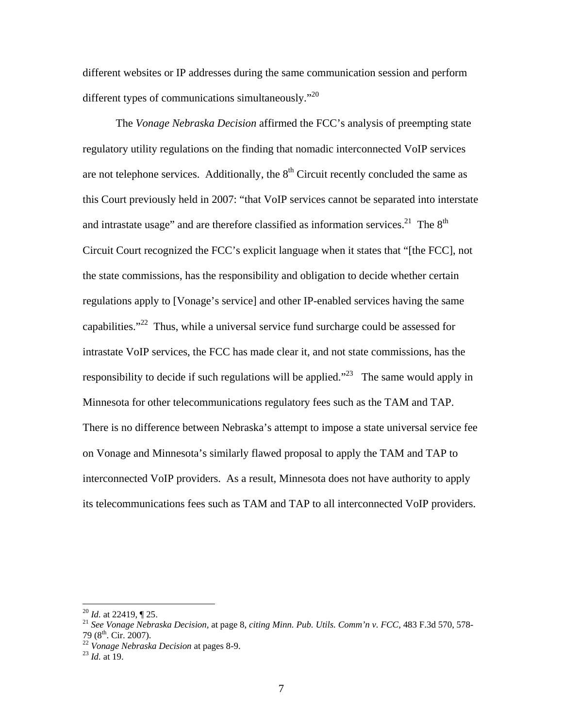different websites or IP addresses during the same communication session and perform different types of communications simultaneously."[20]

The *Vonage Nebraska Decision* affirmed the FCC's analysis of preempting state regulatory utility regulations on the finding that nomadic interconnected VoIP services are not telephone services. Additionally, the 8th Circuit recently concluded the same as this Court previously held in 2007: "that VoIP services cannot be separated into interstate and intrastate usage" and are therefore classified as information services.[21] The 8th Circuit Court recognized the FCC's explicit language when it states that "[the FCC], not the state commissions, has the responsibility and obligation to decide whether certain regulations apply to [Vonage's service] and other IP-enabled services having the same capabilities."[22] Thus, while a universal service fund surcharge could be assessed for intrastate VoIP services, the FCC has made clear it, and not state commissions, has the responsibility to decide if such regulations will be applied."[23] The same would apply in Minnesota for other telecommunications regulatory fees such as the TAM and TAP. There is no difference between Nebraska's attempt to impose a state universal service fee on Vonage and Minnesota's similarly flawed proposal to apply the TAM and TAP to interconnected VoIP providers. As a result, Minnesota does not have authority to apply its telecommunications fees such as TAM and TAP to all interconnected VoIP providers.

---

[20] *Id.* at 22419, ¶ 25.

[21] *See Vonage Nebraska Decision,* at page 8, *citing Minn. Pub. Utils. Comm'n v. FCC,* 483 F.3d 570, 578-79 (8th. Cir. 2007).

[22] *Vonage Nebraska Decision* at pages 8-9.

[23] *Id.* at 19.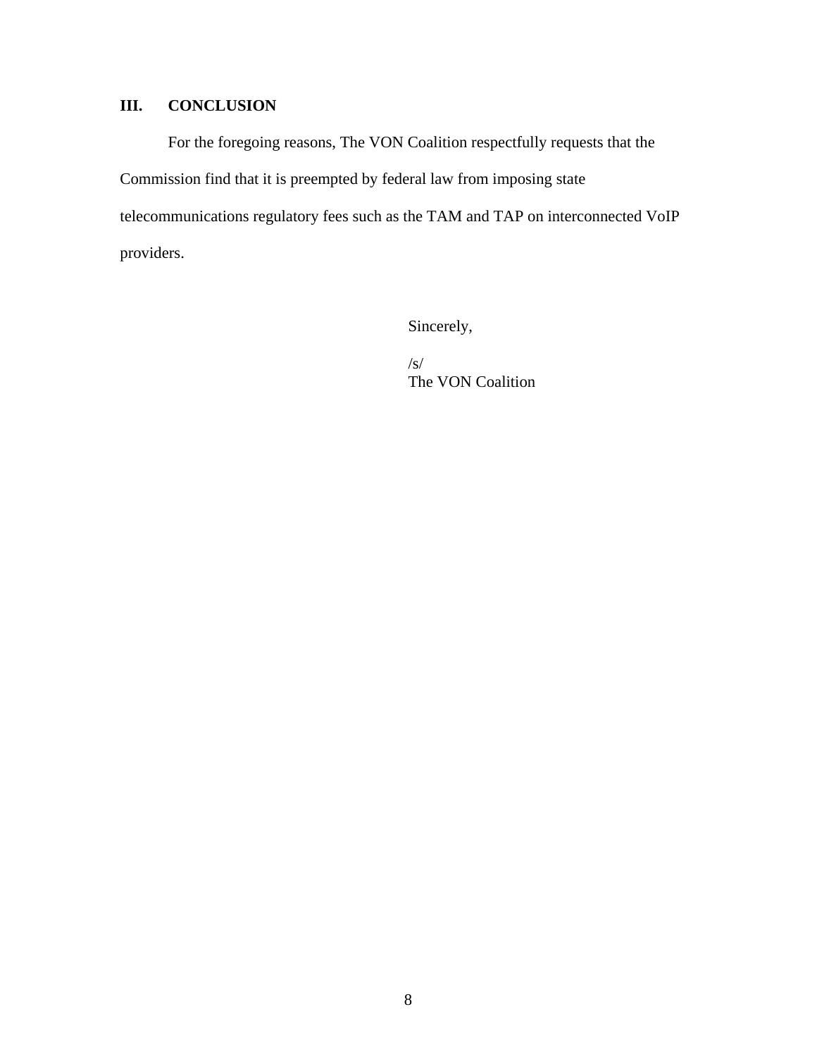## III. CONCLUSION

For the foregoing reasons, The VON Coalition respectfully requests that the Commission find that it is preempted by federal law from imposing state telecommunications regulatory fees such as the TAM and TAP on interconnected VoIP providers.

Sincerely,

/s/
The VON Coalition